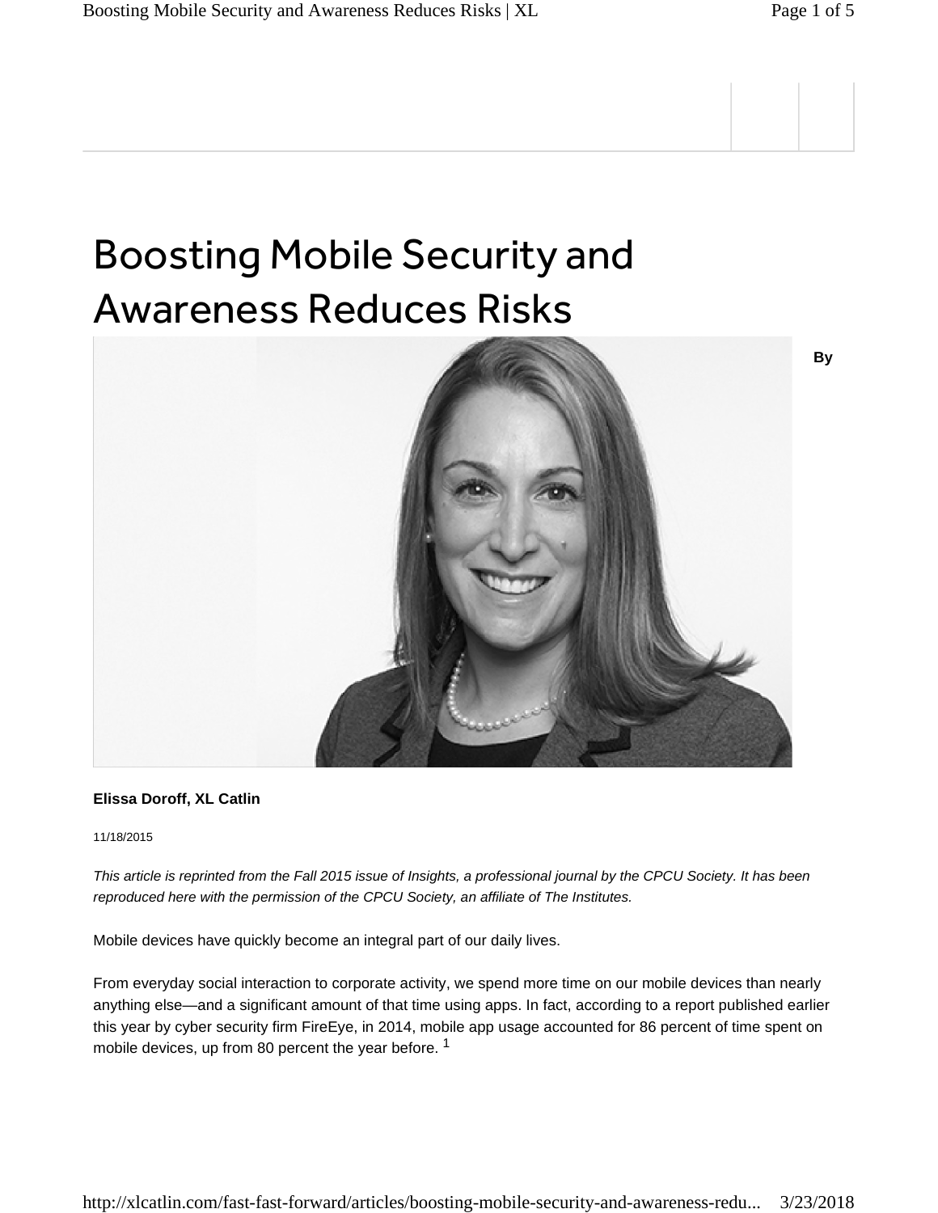# Boosting Mobile Security and Awareness Reduces Risks

By

**Elissa Doroff, XL Catlin**

11/18/2015

*This article is reprinted from the Fall 2015 issue of Insights, a professional journal by the CPCU Society. It has been reproduced here with the permission of the CPCU Society, an affiliate of The Institutes.*

Mobile devices have quickly become an integral part of our daily lives.

From everyday social interaction to corporate activity, we spend more time on our mobile devices than nearly anything else—and a significant amount of that time using apps. In fact, according to a report published earlier this year by cyber security firm FireEye, in 2014, mobile app usage accounted for 86 percent of time spent on mobile devices, up from 80 percent the year before. [1]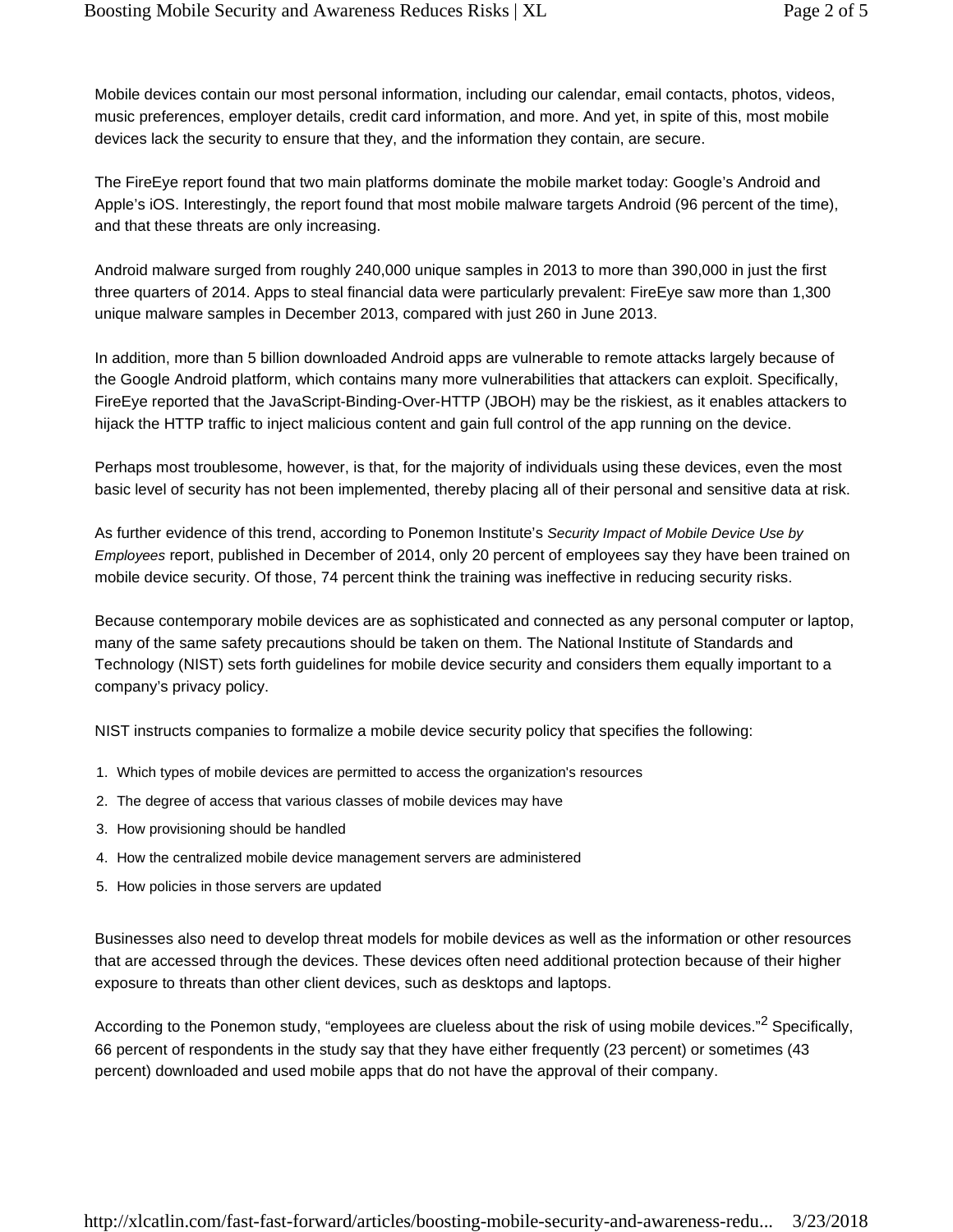Mobile devices contain our most personal information, including our calendar, email contacts, photos, videos, music preferences, employer details, credit card information, and more. And yet, in spite of this, most mobile devices lack the security to ensure that they, and the information they contain, are secure.

The FireEye report found that two main platforms dominate the mobile market today: Google's Android and Apple's iOS. Interestingly, the report found that most mobile malware targets Android (96 percent of the time), and that these threats are only increasing.

Android malware surged from roughly 240,000 unique samples in 2013 to more than 390,000 in just the first three quarters of 2014. Apps to steal financial data were particularly prevalent: FireEye saw more than 1,300 unique malware samples in December 2013, compared with just 260 in June 2013.

In addition, more than 5 billion downloaded Android apps are vulnerable to remote attacks largely because of the Google Android platform, which contains many more vulnerabilities that attackers can exploit. Specifically, FireEye reported that the JavaScript-Binding-Over-HTTP (JBOH) may be the riskiest, as it enables attackers to hijack the HTTP traffic to inject malicious content and gain full control of the app running on the device.

Perhaps most troublesome, however, is that, for the majority of individuals using these devices, even the most basic level of security has not been implemented, thereby placing all of their personal and sensitive data at risk.

As further evidence of this trend, according to Ponemon Institute's *Security Impact of Mobile Device Use by Employees* report, published in December of 2014, only 20 percent of employees say they have been trained on mobile device security. Of those, 74 percent think the training was ineffective in reducing security risks.

Because contemporary mobile devices are as sophisticated and connected as any personal computer or laptop, many of the same safety precautions should be taken on them. The National Institute of Standards and Technology (NIST) sets forth guidelines for mobile device security and considers them equally important to a company's privacy policy.

NIST instructs companies to formalize a mobile device security policy that specifies the following:

1. Which types of mobile devices are permitted to access the organization's resources
2. The degree of access that various classes of mobile devices may have
3. How provisioning should be handled
4. How the centralized mobile device management servers are administered
5. How policies in those servers are updated

Businesses also need to develop threat models for mobile devices as well as the information or other resources that are accessed through the devices. These devices often need additional protection because of their higher exposure to threats than other client devices, such as desktops and laptops.

According to the Ponemon study, "employees are clueless about the risk of using mobile devices."[2] Specifically, 66 percent of respondents in the study say that they have either frequently (23 percent) or sometimes (43 percent) downloaded and used mobile apps that do not have the approval of their company.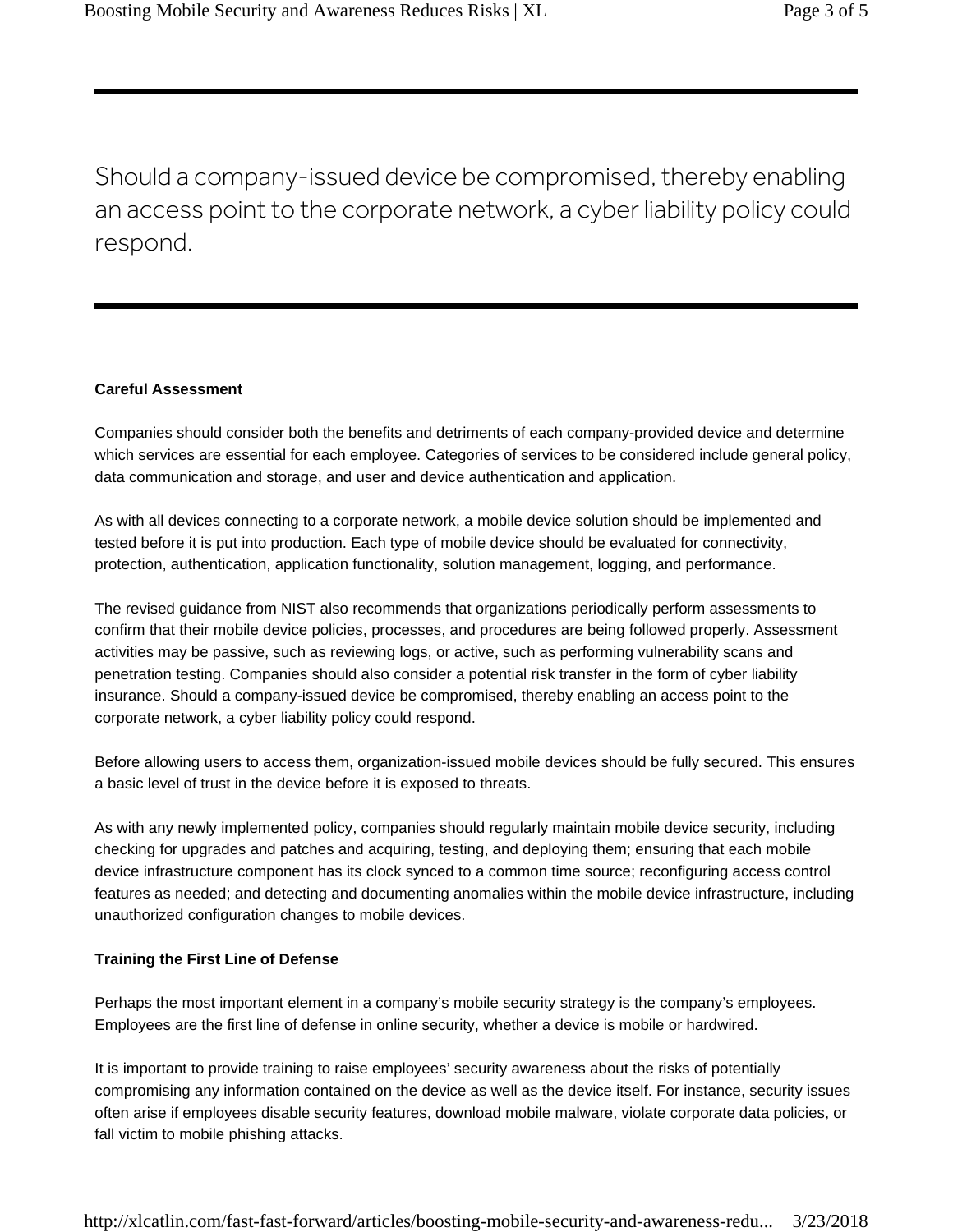> Should a company-issued device be compromised, thereby enabling an access point to the corporate network, a cyber liability policy could respond.

**Careful Assessment**

Companies should consider both the benefits and detriments of each company-provided device and determine which services are essential for each employee. Categories of services to be considered include general policy, data communication and storage, and user and device authentication and application.

As with all devices connecting to a corporate network, a mobile device solution should be implemented and tested before it is put into production. Each type of mobile device should be evaluated for connectivity, protection, authentication, application functionality, solution management, logging, and performance.

The revised guidance from NIST also recommends that organizations periodically perform assessments to confirm that their mobile device policies, processes, and procedures are being followed properly. Assessment activities may be passive, such as reviewing logs, or active, such as performing vulnerability scans and penetration testing. Companies should also consider a potential risk transfer in the form of cyber liability insurance. Should a company-issued device be compromised, thereby enabling an access point to the corporate network, a cyber liability policy could respond.

Before allowing users to access them, organization-issued mobile devices should be fully secured. This ensures a basic level of trust in the device before it is exposed to threats.

As with any newly implemented policy, companies should regularly maintain mobile device security, including checking for upgrades and patches and acquiring, testing, and deploying them; ensuring that each mobile device infrastructure component has its clock synced to a common time source; reconfiguring access control features as needed; and detecting and documenting anomalies within the mobile device infrastructure, including unauthorized configuration changes to mobile devices.

**Training the First Line of Defense**

Perhaps the most important element in a company's mobile security strategy is the company's employees. Employees are the first line of defense in online security, whether a device is mobile or hardwired.

It is important to provide training to raise employees' security awareness about the risks of potentially compromising any information contained on the device as well as the device itself. For instance, security issues often arise if employees disable security features, download mobile malware, violate corporate data policies, or fall victim to mobile phishing attacks.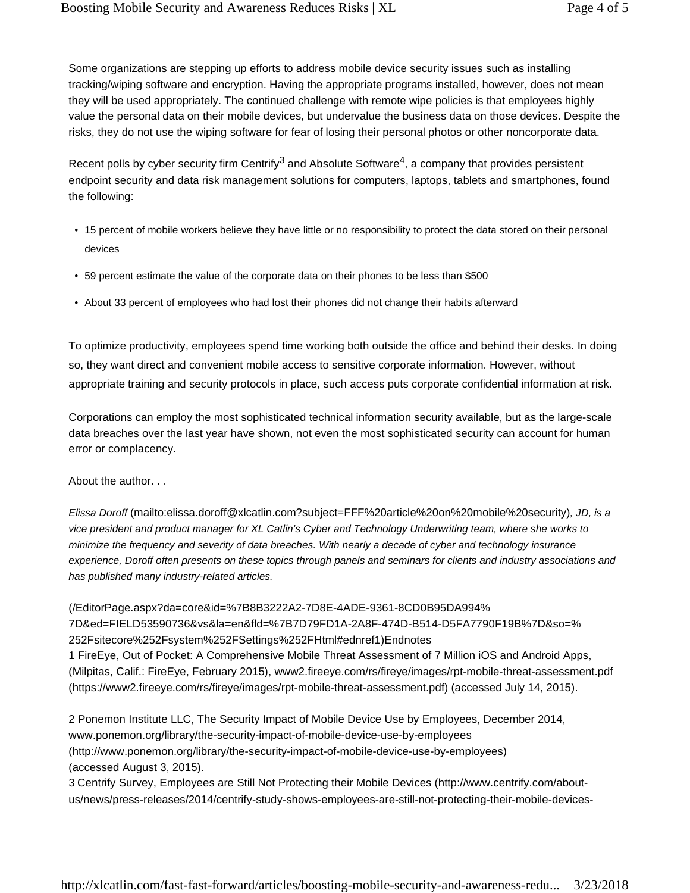Some organizations are stepping up efforts to address mobile device security issues such as installing tracking/wiping software and encryption. Having the appropriate programs installed, however, does not mean they will be used appropriately. The continued challenge with remote wipe policies is that employees highly value the personal data on their mobile devices, but undervalue the business data on those devices. Despite the risks, they do not use the wiping software for fear of losing their personal photos or other noncorporate data.

Recent polls by cyber security firm Centrify[3] and Absolute Software[4], a company that provides persistent endpoint security and data risk management solutions for computers, laptops, tablets and smartphones, found the following:

- 15 percent of mobile workers believe they have little or no responsibility to protect the data stored on their personal devices
- 59 percent estimate the value of the corporate data on their phones to be less than $500
- About 33 percent of employees who had lost their phones did not change their habits afterward

To optimize productivity, employees spend time working both outside the office and behind their desks. In doing so, they want direct and convenient mobile access to sensitive corporate information. However, without appropriate training and security protocols in place, such access puts corporate confidential information at risk.

Corporations can employ the most sophisticated technical information security available, but as the large-scale data breaches over the last year have shown, not even the most sophisticated security can account for human error or complacency.

About the author. . .

*Elissa Doroff* (mailto:elissa.doroff@xlcatlin.com?subject=FFF%20article%20on%20mobile%20security)*, JD, is a vice president and product manager for XL Catlin's Cyber and Technology Underwriting team, where she works to minimize the frequency and severity of data breaches. With nearly a decade of cyber and technology insurance experience, Doroff often presents on these topics through panels and seminars for clients and industry associations and has published many industry-related articles.*

(/EditorPage.aspx?da=core&id=%7B8B3222A2-7D8E-4ADE-9361-8CD0B95DA994%7D&ed=FIELD53590736&vs&la=en&fld=%7B7D79FD1A-2A8F-474D-B514-D5FA7790F19B%7D&so=%252Fsitecore%252Fsystem%252FSettings%252FHtml#ednref1)Endnotes

1 FireEye, Out of Pocket: A Comprehensive Mobile Threat Assessment of 7 Million iOS and Android Apps, (Milpitas, Calif.: FireEye, February 2015), www2.fireeye.com/rs/fireye/images/rpt-mobile-threat-assessment.pdf (https://www2.fireeye.com/rs/fireye/images/rpt-mobile-threat-assessment.pdf) (accessed July 14, 2015).

2 Ponemon Institute LLC, The Security Impact of Mobile Device Use by Employees, December 2014, www.ponemon.org/library/the-security-impact-of-mobile-device-use-by-employees (http://www.ponemon.org/library/the-security-impact-of-mobile-device-use-by-employees) (accessed August 3, 2015).

3 Centrify Survey, Employees are Still Not Protecting their Mobile Devices (http://www.centrify.com/about-us/news/press-releases/2014/centrify-study-shows-employees-are-still-not-protecting-their-mobile-devices-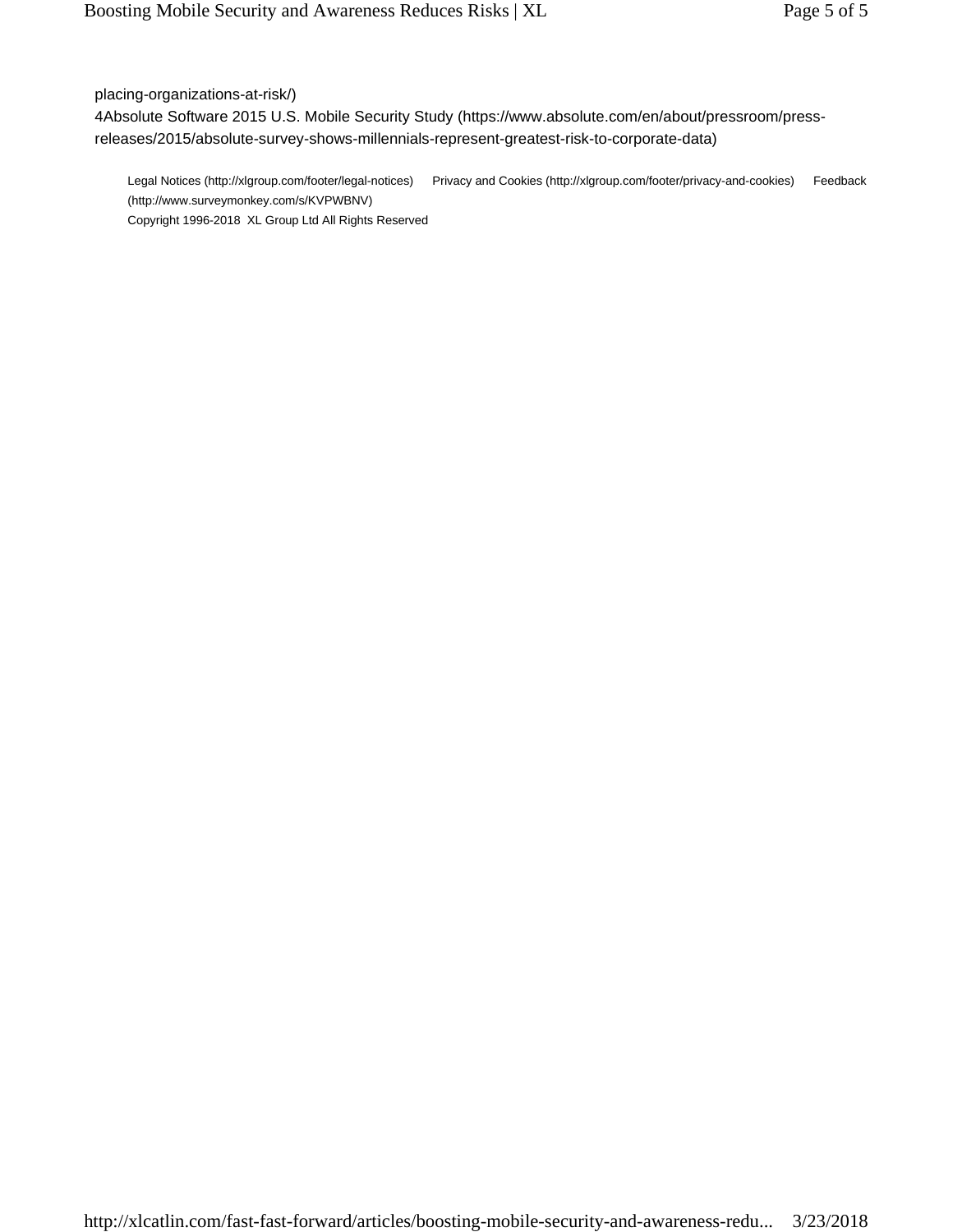placing-organizations-at-risk/)

4Absolute Software 2015 U.S. Mobile Security Study (https://www.absolute.com/en/about/pressroom/press-releases/2015/absolute-survey-shows-millennials-represent-greatest-risk-to-corporate-data)

Legal Notices (http://xlgroup.com/footer/legal-notices)   Privacy and Cookies (http://xlgroup.com/footer/privacy-and-cookies)   Feedback (http://www.surveymonkey.com/s/KVPWBNV)

Copyright 1996-2018 XL Group Ltd All Rights Reserved